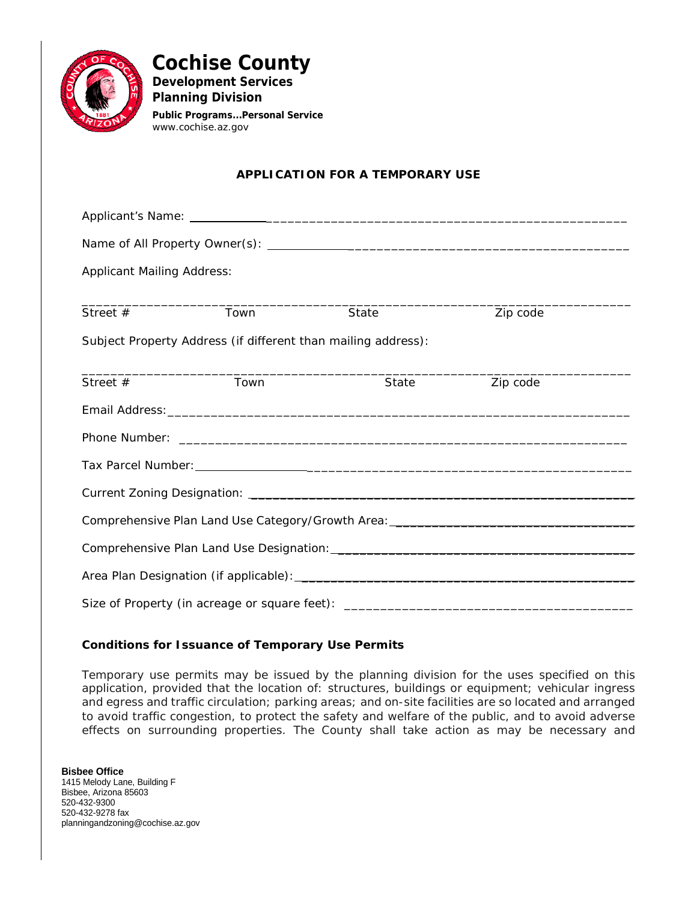# Cochise County

**Development Services**
**Planning Division**

**Public Programs...Personal Service**
www.cochise.az.gov

## APPLICATION FOR A TEMPORARY USE

Applicant's Name: ______________________________________________________________

Name of All Property Owner(s): ____________________________________________________

Applicant Mailing Address:

______________________________________________________________________________
Street # Town State Zip code

Subject Property Address (if different than mailing address):

______________________________________________________________________________
Street # Town State Zip code

Email Address: ________________________________________________________________

Phone Number: ________________________________________________________________

Tax Parcel Number: ____________________________________________________________

Current Zoning Designation: _____________________________________________________

Comprehensive Plan Land Use Category/Growth Area: ___________________________________

Comprehensive Plan Land Use Designation: __________________________________________

Area Plan Designation (if applicable): _______________________________________________

Size of Property (in acreage or square feet): __________________________________________

### Conditions for Issuance of Temporary Use Permits

Temporary use permits may be issued by the planning division for the uses specified on this application, provided that the location of: structures, buildings or equipment; vehicular ingress and egress and traffic circulation; parking areas; and on-site facilities are so located and arranged to avoid traffic congestion, to protect the safety and welfare of the public, and to avoid adverse effects on surrounding properties. The County shall take action as may be necessary and

**Bisbee Office**
1415 Melody Lane, Building F
Bisbee, Arizona 85603
520-432-9300
520-432-9278 fax
planningandzoning@cochise.az.gov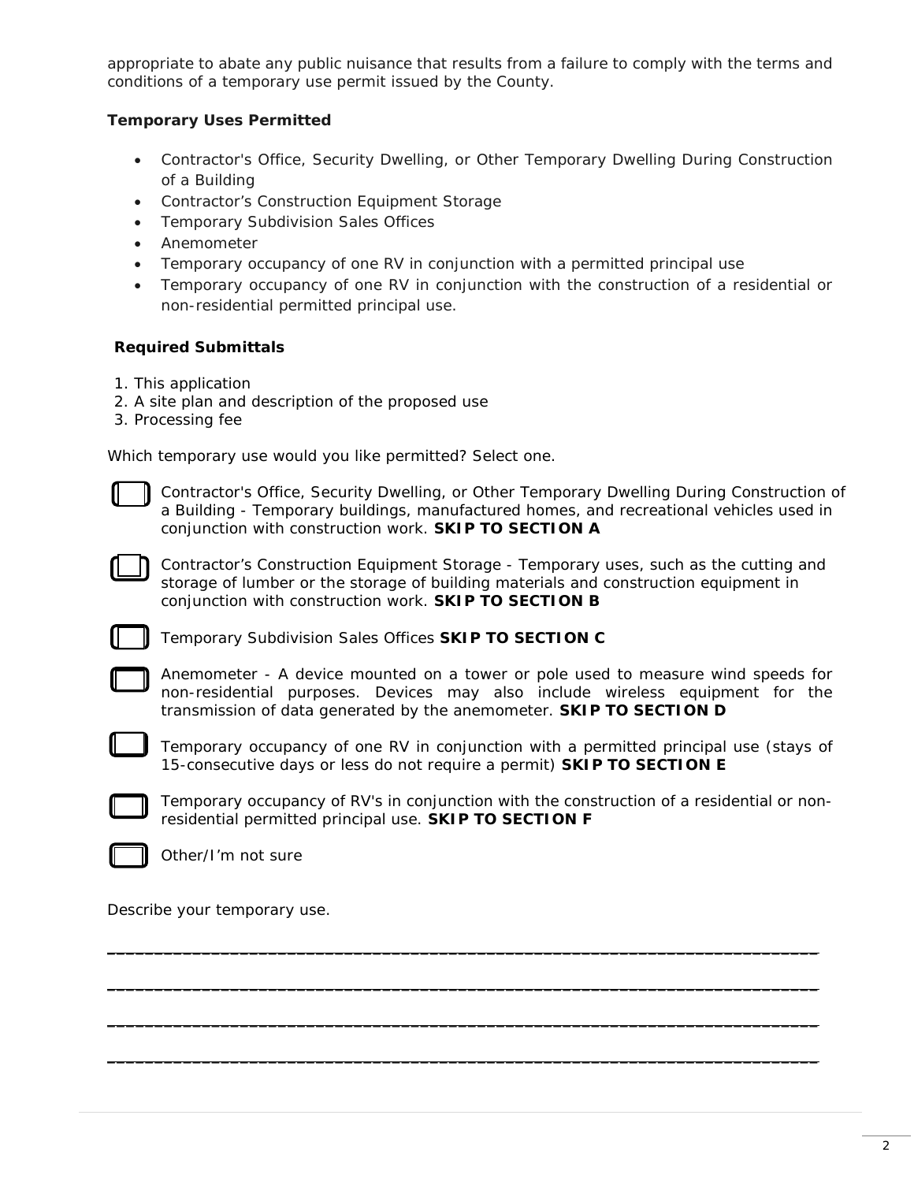appropriate to abate any public nuisance that results from a failure to comply with the terms and conditions of a temporary use permit issued by the County.

**Temporary Uses Permitted**

- Contractor's Office, Security Dwelling, or Other Temporary Dwelling During Construction of a Building
- Contractor's Construction Equipment Storage
- Temporary Subdivision Sales Offices
- Anemometer
- Temporary occupancy of one RV in conjunction with a permitted principal use
- Temporary occupancy of one RV in conjunction with the construction of a residential or non-residential permitted principal use.

**Required Submittals**

1. This application
2. A site plan and description of the proposed use
3. Processing fee

Which temporary use would you like permitted? Select one.

☐ Contractor's Office, Security Dwelling, or Other Temporary Dwelling During Construction of a Building - Temporary buildings, manufactured homes, and recreational vehicles used in conjunction with construction work. **SKIP TO SECTION A**

☐ Contractor's Construction Equipment Storage - Temporary uses, such as the cutting and storage of lumber or the storage of building materials and construction equipment in conjunction with construction work. **SKIP TO SECTION B**

☐ Temporary Subdivision Sales Offices **SKIP TO SECTION C**

☐ Anemometer - A device mounted on a tower or pole used to measure wind speeds for non-residential purposes. Devices may also include wireless equipment for the transmission of data generated by the anemometer. **SKIP TO SECTION D**

☐ Temporary occupancy of one RV in conjunction with a permitted principal use (stays of 15-consecutive days or less do not require a permit) **SKIP TO SECTION E**

☐ Temporary occupancy of RV's in conjunction with the construction of a residential or non-residential permitted principal use. **SKIP TO SECTION F**

☐ Other/I'm not sure

Describe your temporary use.

\_\_\_\_\_\_\_\_\_\_\_\_\_\_\_\_\_\_\_\_\_\_\_\_\_\_\_\_\_\_\_\_\_\_\_\_\_\_\_\_\_\_\_\_\_\_\_\_\_\_\_\_\_\_\_\_\_\_\_\_\_\_\_\_\_\_\_\_\_\_\_\_\_\_

\_\_\_\_\_\_\_\_\_\_\_\_\_\_\_\_\_\_\_\_\_\_\_\_\_\_\_\_\_\_\_\_\_\_\_\_\_\_\_\_\_\_\_\_\_\_\_\_\_\_\_\_\_\_\_\_\_\_\_\_\_\_\_\_\_\_\_\_\_\_\_\_\_\_

\_\_\_\_\_\_\_\_\_\_\_\_\_\_\_\_\_\_\_\_\_\_\_\_\_\_\_\_\_\_\_\_\_\_\_\_\_\_\_\_\_\_\_\_\_\_\_\_\_\_\_\_\_\_\_\_\_\_\_\_\_\_\_\_\_\_\_\_\_\_\_\_\_\_

\_\_\_\_\_\_\_\_\_\_\_\_\_\_\_\_\_\_\_\_\_\_\_\_\_\_\_\_\_\_\_\_\_\_\_\_\_\_\_\_\_\_\_\_\_\_\_\_\_\_\_\_\_\_\_\_\_\_\_\_\_\_\_\_\_\_\_\_\_\_\_\_\_\_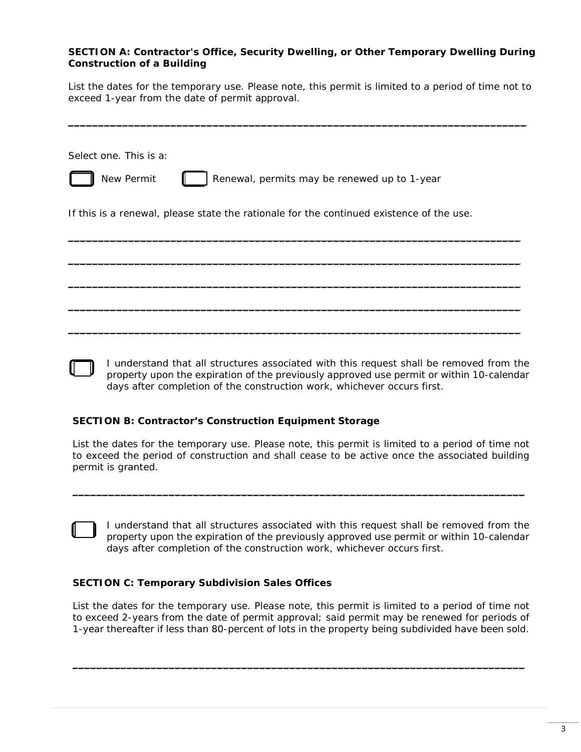**SECTION A: Contractor's Office, Security Dwelling, or Other Temporary Dwelling During Construction of a Building**

List the dates for the temporary use. Please note, this permit is limited to a period of time not to exceed 1-year from the date of permit approval.

\_\_\_\_\_\_\_\_\_\_\_\_\_\_\_\_\_\_\_\_\_\_\_\_\_\_\_\_\_\_\_\_\_\_\_\_\_\_\_\_\_\_\_\_\_\_\_\_\_\_\_\_\_\_\_\_\_\_\_\_\_\_\_\_\_\_\_\_\_\_\_\_\_\_

Select one. This is a:

☐ New Permit ☐ Renewal, permits may be renewed up to 1-year

If this is a renewal, please state the rationale for the continued existence of the use.

\_\_\_\_\_\_\_\_\_\_\_\_\_\_\_\_\_\_\_\_\_\_\_\_\_\_\_\_\_\_\_\_\_\_\_\_\_\_\_\_\_\_\_\_\_\_\_\_\_\_\_\_\_\_\_\_\_\_\_\_\_\_\_\_\_\_\_\_\_\_\_\_\_\_

\_\_\_\_\_\_\_\_\_\_\_\_\_\_\_\_\_\_\_\_\_\_\_\_\_\_\_\_\_\_\_\_\_\_\_\_\_\_\_\_\_\_\_\_\_\_\_\_\_\_\_\_\_\_\_\_\_\_\_\_\_\_\_\_\_\_\_\_\_\_\_\_\_\_

\_\_\_\_\_\_\_\_\_\_\_\_\_\_\_\_\_\_\_\_\_\_\_\_\_\_\_\_\_\_\_\_\_\_\_\_\_\_\_\_\_\_\_\_\_\_\_\_\_\_\_\_\_\_\_\_\_\_\_\_\_\_\_\_\_\_\_\_\_\_\_\_\_\_

\_\_\_\_\_\_\_\_\_\_\_\_\_\_\_\_\_\_\_\_\_\_\_\_\_\_\_\_\_\_\_\_\_\_\_\_\_\_\_\_\_\_\_\_\_\_\_\_\_\_\_\_\_\_\_\_\_\_\_\_\_\_\_\_\_\_\_\_\_\_\_\_\_\_

\_\_\_\_\_\_\_\_\_\_\_\_\_\_\_\_\_\_\_\_\_\_\_\_\_\_\_\_\_\_\_\_\_\_\_\_\_\_\_\_\_\_\_\_\_\_\_\_\_\_\_\_\_\_\_\_\_\_\_\_\_\_\_\_\_\_\_\_\_\_\_\_\_\_

☐ I understand that all structures associated with this request shall be removed from the property upon the expiration of the previously approved use permit or within 10-calendar days after completion of the construction work, whichever occurs first.

**SECTION B: Contractor's Construction Equipment Storage**

List the dates for the temporary use. Please note, this permit is limited to a period of time not to exceed the period of construction and shall cease to be active once the associated building permit is granted.

\_\_\_\_\_\_\_\_\_\_\_\_\_\_\_\_\_\_\_\_\_\_\_\_\_\_\_\_\_\_\_\_\_\_\_\_\_\_\_\_\_\_\_\_\_\_\_\_\_\_\_\_\_\_\_\_\_\_\_\_\_\_\_\_\_\_\_\_\_\_\_\_\_\_

☐ I understand that all structures associated with this request shall be removed from the property upon the expiration of the previously approved use permit or within 10-calendar days after completion of the construction work, whichever occurs first.

**SECTION C: Temporary Subdivision Sales Offices**

List the dates for the temporary use. Please note, this permit is limited to a period of time not to exceed 2-years from the date of permit approval; said permit may be renewed for periods of 1-year thereafter if less than 80-percent of lots in the property being subdivided have been sold.

\_\_\_\_\_\_\_\_\_\_\_\_\_\_\_\_\_\_\_\_\_\_\_\_\_\_\_\_\_\_\_\_\_\_\_\_\_\_\_\_\_\_\_\_\_\_\_\_\_\_\_\_\_\_\_\_\_\_\_\_\_\_\_\_\_\_\_\_\_\_\_\_\_\_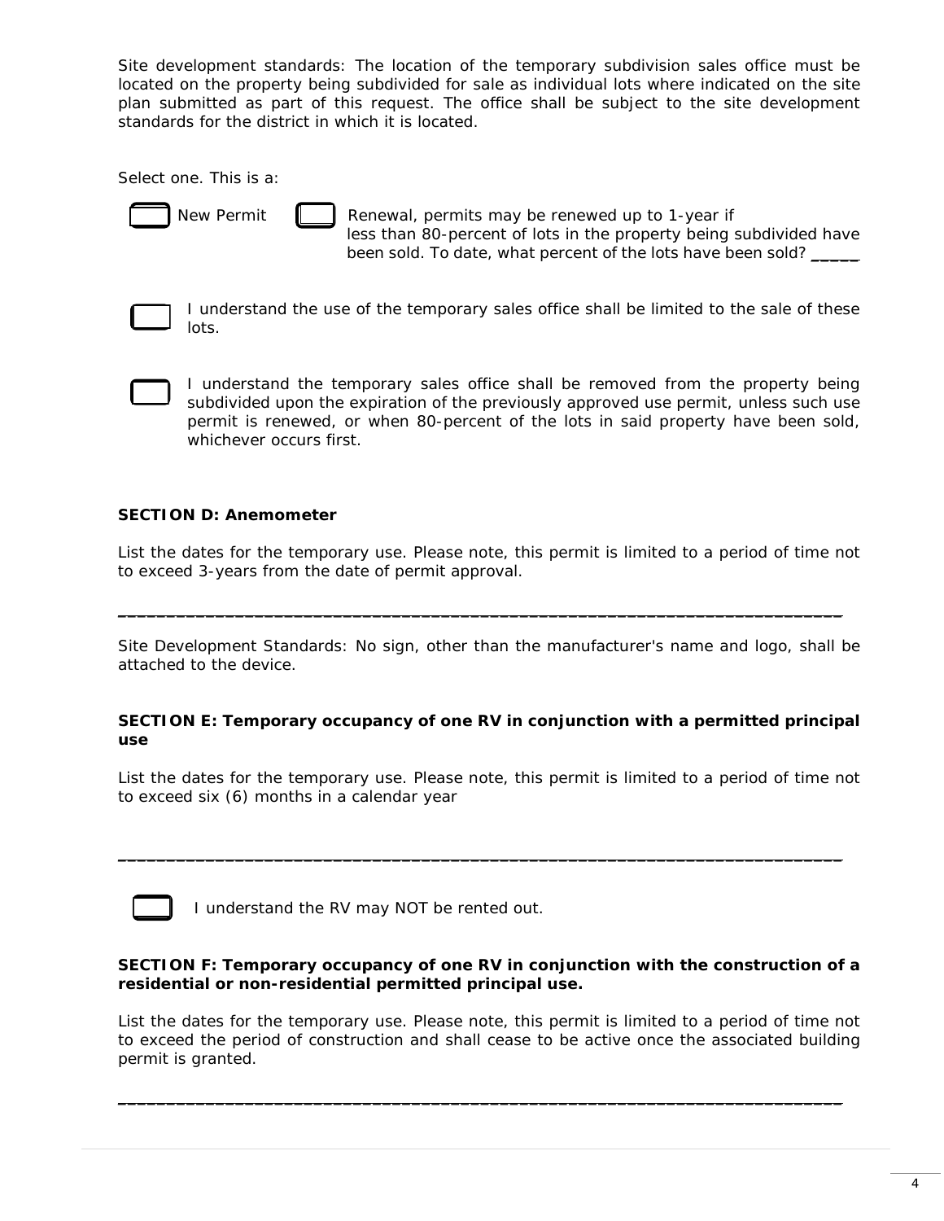Site development standards: The location of the temporary subdivision sales office must be located on the property being subdivided for sale as individual lots where indicated on the site plan submitted as part of this request. The office shall be subject to the site development standards for the district in which it is located.

Select one. This is a:

☐ New Permit ☐ Renewal, permits may be renewed up to 1-year if less than 80-percent of lots in the property being subdivided have been sold. To date, what percent of the lots have been sold? _____

☐ I understand the use of the temporary sales office shall be limited to the sale of these lots.

☐ I understand the temporary sales office shall be removed from the property being subdivided upon the expiration of the previously approved use permit, unless such use permit is renewed, or when 80-percent of the lots in said property have been sold, whichever occurs first.

**SECTION D: Anemometer**

List the dates for the temporary use. Please note, this permit is limited to a period of time not to exceed 3-years from the date of permit approval.

_______________________________________________________________________________

Site Development Standards: No sign, other than the manufacturer's name and logo, shall be attached to the device.

**SECTION E: Temporary occupancy of one RV in conjunction with a permitted principal use**

List the dates for the temporary use. Please note, this permit is limited to a period of time not to exceed six (6) months in a calendar year

_______________________________________________________________________________

☐ I understand the RV may NOT be rented out.

**SECTION F: Temporary occupancy of one RV in conjunction with the construction of a residential or non-residential permitted principal use.**

List the dates for the temporary use. Please note, this permit is limited to a period of time not to exceed the period of construction and shall cease to be active once the associated building permit is granted.

_______________________________________________________________________________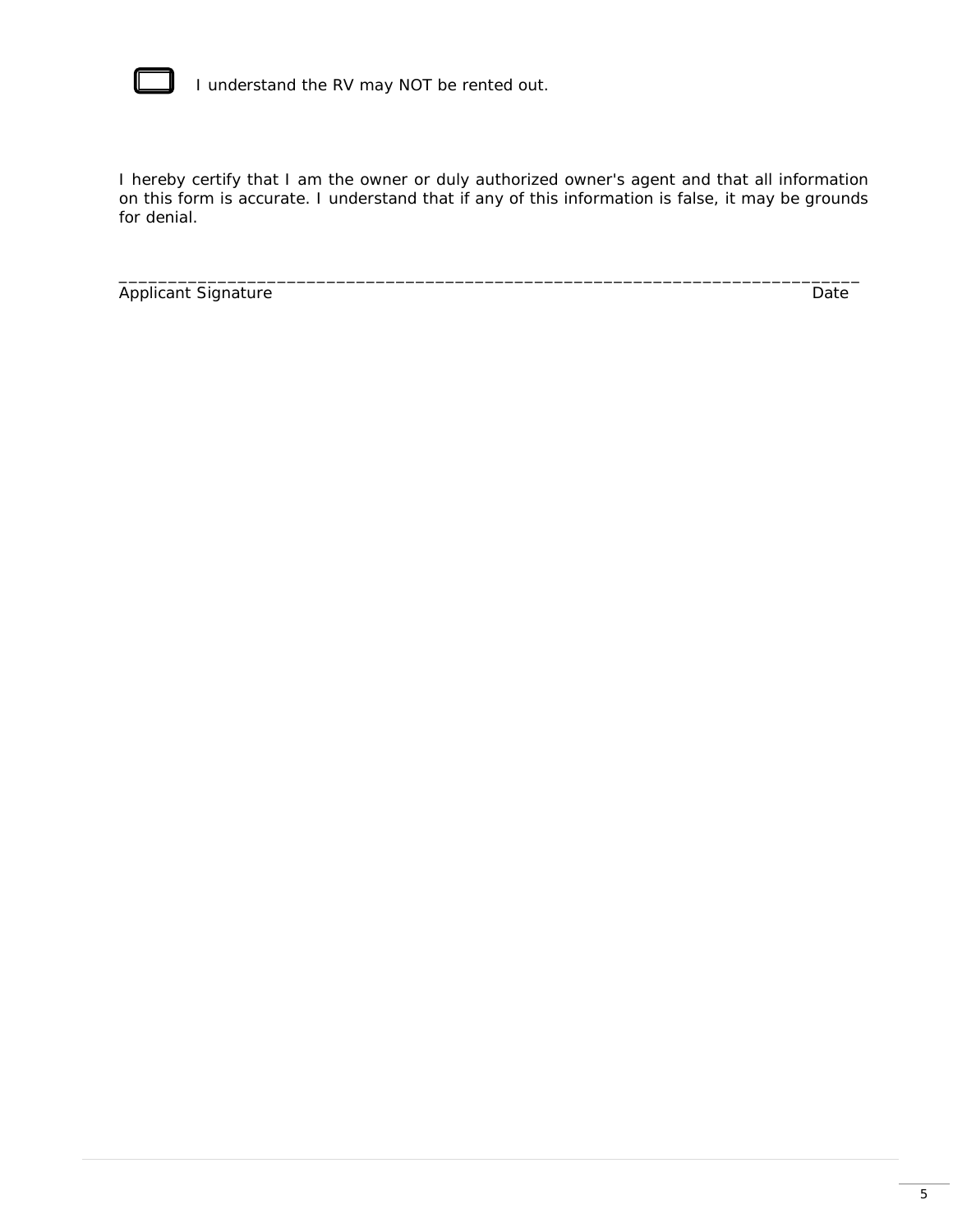☐ I understand the RV may NOT be rented out.

I hereby certify that I am the owner or duly authorized owner's agent and that all information on this form is accurate. I understand that if any of this information is false, it may be grounds for denial.

_____________________________________________________________________________

Applicant Signature Date